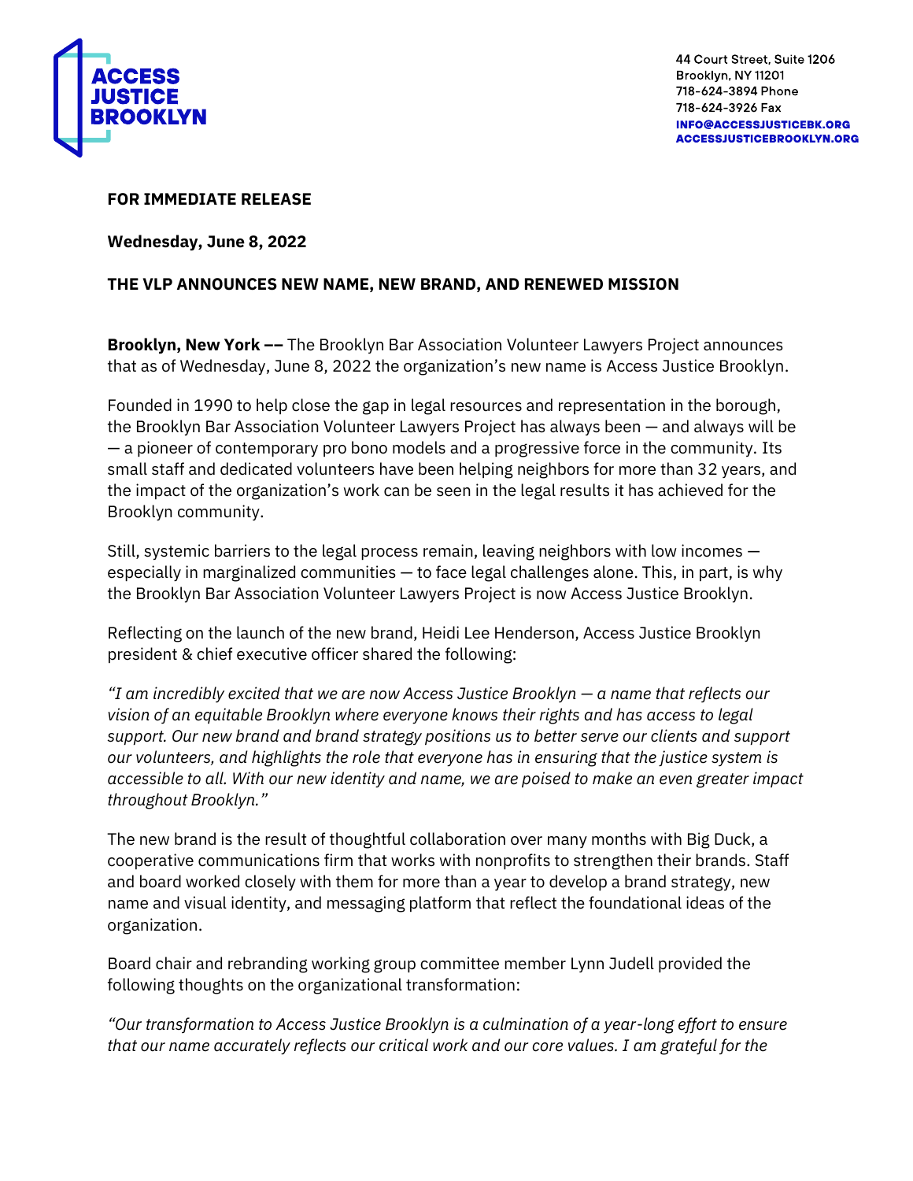ACCESS JUSTICE BROOKLYN

44 Court Street, Suite 1206
Brooklyn, NY 11201
718-624-3894 Phone
718-624-3926 Fax
INFO@ACCESSJUSTICEBK.ORG
ACCESSJUSTICEBROOKLYN.ORG

**FOR IMMEDIATE RELEASE**

**Wednesday, June 8, 2022**

**THE VLP ANNOUNCES NEW NAME, NEW BRAND, AND RENEWED MISSION**

**Brooklyn, New York ––** The Brooklyn Bar Association Volunteer Lawyers Project announces that as of Wednesday, June 8, 2022 the organization's new name is Access Justice Brooklyn.

Founded in 1990 to help close the gap in legal resources and representation in the borough, the Brooklyn Bar Association Volunteer Lawyers Project has always been — and always will be — a pioneer of contemporary pro bono models and a progressive force in the community. Its small staff and dedicated volunteers have been helping neighbors for more than 32 years, and the impact of the organization's work can be seen in the legal results it has achieved for the Brooklyn community.

Still, systemic barriers to the legal process remain, leaving neighbors with low incomes — especially in marginalized communities — to face legal challenges alone. This, in part, is why the Brooklyn Bar Association Volunteer Lawyers Project is now Access Justice Brooklyn.

Reflecting on the launch of the new brand, Heidi Lee Henderson, Access Justice Brooklyn president & chief executive officer shared the following:

*"I am incredibly excited that we are now Access Justice Brooklyn — a name that reflects our vision of an equitable Brooklyn where everyone knows their rights and has access to legal support. Our new brand and brand strategy positions us to better serve our clients and support our volunteers, and highlights the role that everyone has in ensuring that the justice system is accessible to all. With our new identity and name, we are poised to make an even greater impact throughout Brooklyn."*

The new brand is the result of thoughtful collaboration over many months with Big Duck, a cooperative communications firm that works with nonprofits to strengthen their brands. Staff and board worked closely with them for more than a year to develop a brand strategy, new name and visual identity, and messaging platform that reflect the foundational ideas of the organization.

Board chair and rebranding working group committee member Lynn Judell provided the following thoughts on the organizational transformation:

*"Our transformation to Access Justice Brooklyn is a culmination of a year-long effort to ensure that our name accurately reflects our critical work and our core values. I am grateful for the*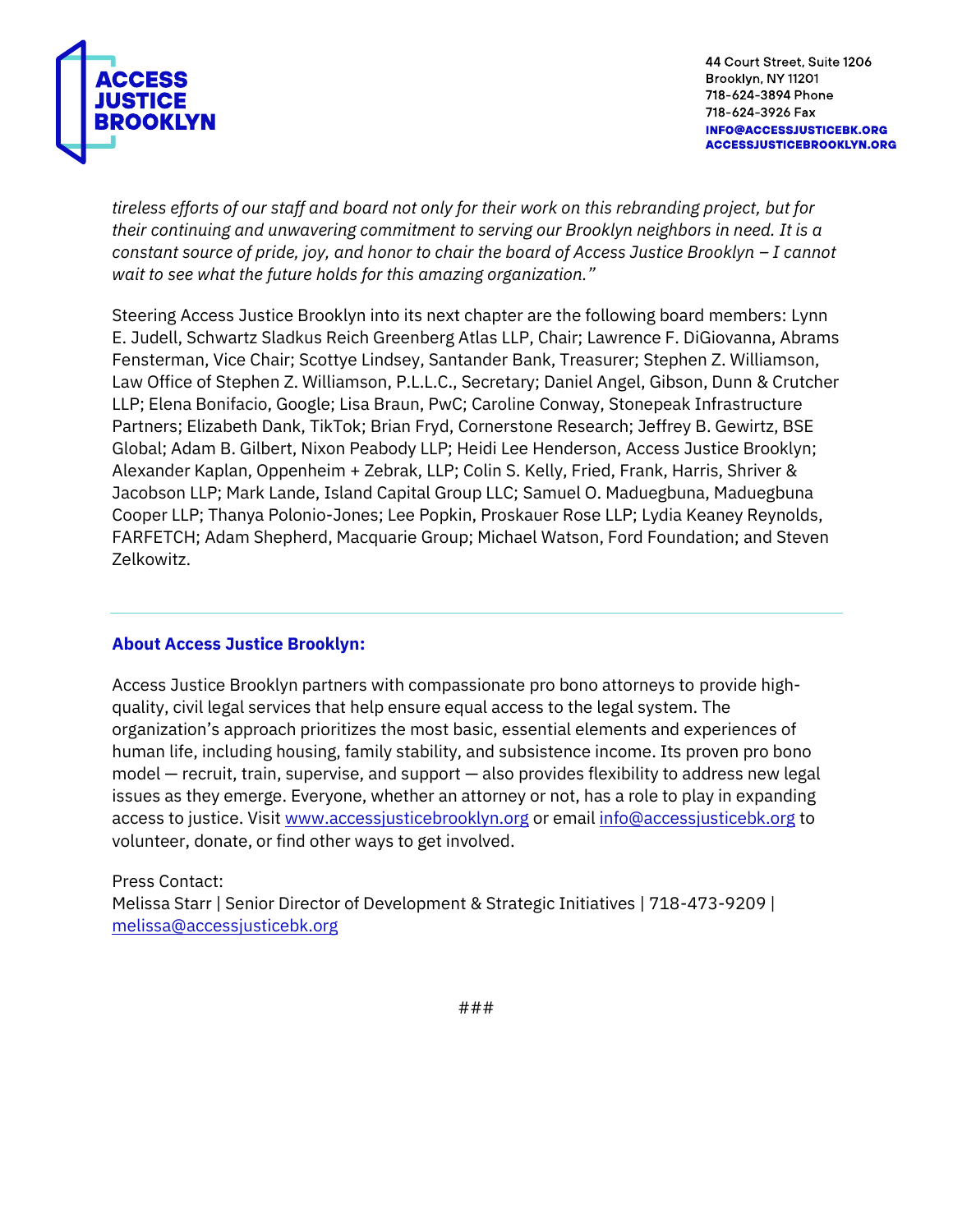*tireless efforts of our staff and board not only for their work on this rebranding project, but for their continuing and unwavering commitment to serving our Brooklyn neighbors in need. It is a constant source of pride, joy, and honor to chair the board of Access Justice Brooklyn – I cannot wait to see what the future holds for this amazing organization."*

Steering Access Justice Brooklyn into its next chapter are the following board members: Lynn E. Judell, Schwartz Sladkus Reich Greenberg Atlas LLP, Chair; Lawrence F. DiGiovanna, Abrams Fensterman, Vice Chair; Scottye Lindsey, Santander Bank, Treasurer; Stephen Z. Williamson, Law Office of Stephen Z. Williamson, P.L.L.C., Secretary; Daniel Angel, Gibson, Dunn & Crutcher LLP; Elena Bonifacio, Google; Lisa Braun, PwC; Caroline Conway, Stonepeak Infrastructure Partners; Elizabeth Dank, TikTok; Brian Fryd, Cornerstone Research; Jeffrey B. Gewirtz, BSE Global; Adam B. Gilbert, Nixon Peabody LLP; Heidi Lee Henderson, Access Justice Brooklyn; Alexander Kaplan, Oppenheim + Zebrak, LLP; Colin S. Kelly, Fried, Frank, Harris, Shriver & Jacobson LLP; Mark Lande, Island Capital Group LLC; Samuel O. Maduegbuna, Maduegbuna Cooper LLP; Thanya Polonio-Jones; Lee Popkin, Proskauer Rose LLP; Lydia Keaney Reynolds, FARFETCH; Adam Shepherd, Macquarie Group; Michael Watson, Ford Foundation; and Steven Zelkowitz.

---

**About Access Justice Brooklyn:**

Access Justice Brooklyn partners with compassionate pro bono attorneys to provide high-quality, civil legal services that help ensure equal access to the legal system. The organization's approach prioritizes the most basic, essential elements and experiences of human life, including housing, family stability, and subsistence income. Its proven pro bono model — recruit, train, supervise, and support — also provides flexibility to address new legal issues as they emerge. Everyone, whether an attorney or not, has a role to play in expanding access to justice. Visit www.accessjusticebrooklyn.org or email info@accessjusticebk.org to volunteer, donate, or find other ways to get involved.

Press Contact:
Melissa Starr | Senior Director of Development & Strategic Initiatives | 718-473-9209 | melissa@accessjusticebk.org

###